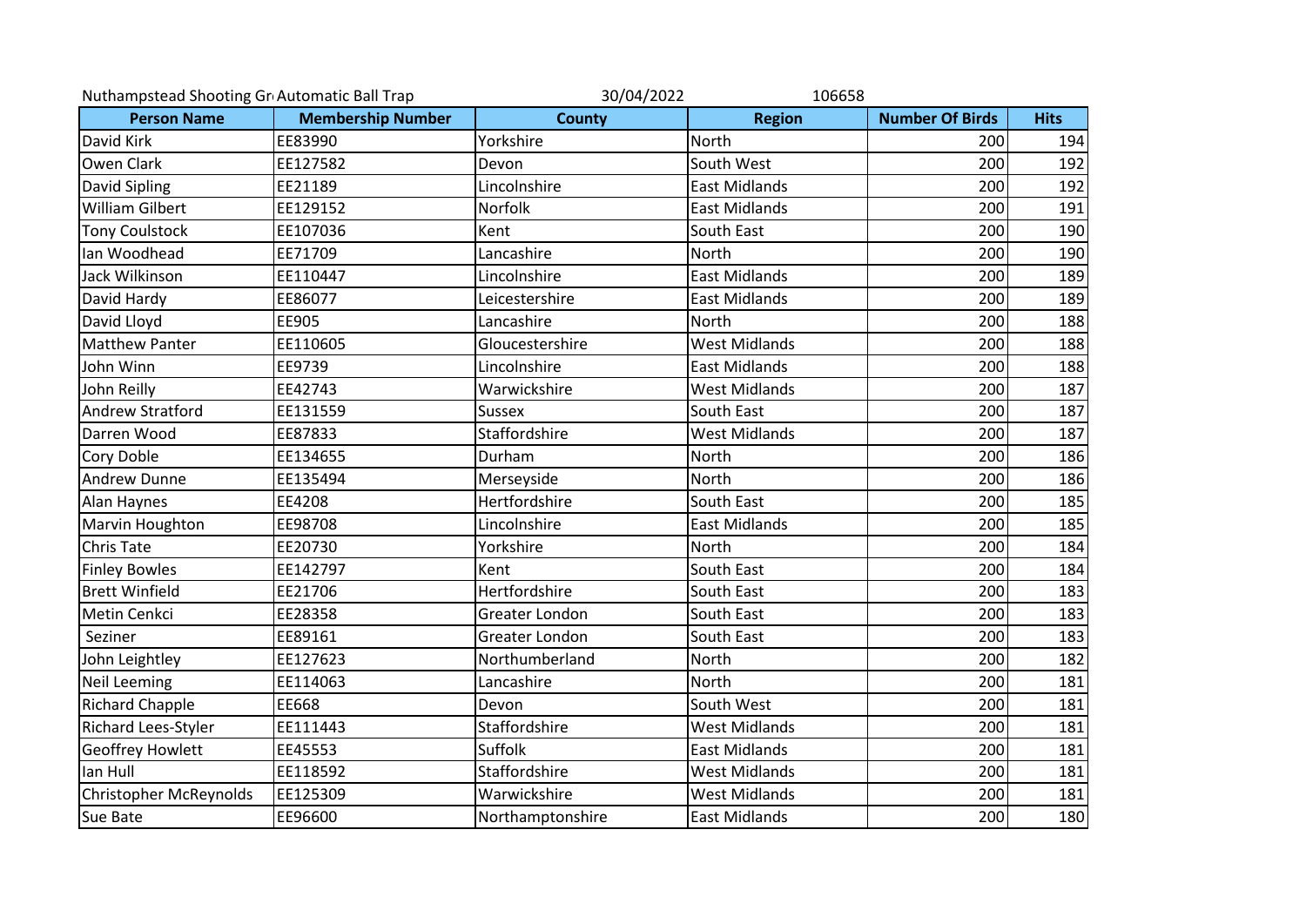Nuthampstead Shooting Gr Automatic Ball Trap 30/04/2022 106658

| Person Name | Membership Number | County | Region | Number Of Birds | Hits |
|---|---|---|---|---|---|
| David Kirk | EE83990 | Yorkshire | North | 200 | 194 |
| Owen Clark | EE127582 | Devon | South West | 200 | 192 |
| David Sipling | EE21189 | Lincolnshire | East Midlands | 200 | 192 |
| William Gilbert | EE129152 | Norfolk | East Midlands | 200 | 191 |
| Tony Coulstock | EE107036 | Kent | South East | 200 | 190 |
| Ian Woodhead | EE71709 | Lancashire | North | 200 | 190 |
| Jack Wilkinson | EE110447 | Lincolnshire | East Midlands | 200 | 189 |
| David Hardy | EE86077 | Leicestershire | East Midlands | 200 | 189 |
| David Lloyd | EE905 | Lancashire | North | 200 | 188 |
| Matthew Panter | EE110605 | Gloucestershire | West Midlands | 200 | 188 |
| John Winn | EE9739 | Lincolnshire | East Midlands | 200 | 188 |
| John Reilly | EE42743 | Warwickshire | West Midlands | 200 | 187 |
| Andrew Stratford | EE131559 | Sussex | South East | 200 | 187 |
| Darren Wood | EE87833 | Staffordshire | West Midlands | 200 | 187 |
| Cory Doble | EE134655 | Durham | North | 200 | 186 |
| Andrew Dunne | EE135494 | Merseyside | North | 200 | 186 |
| Alan Haynes | EE4208 | Hertfordshire | South East | 200 | 185 |
| Marvin Houghton | EE98708 | Lincolnshire | East Midlands | 200 | 185 |
| Chris Tate | EE20730 | Yorkshire | North | 200 | 184 |
| Finley Bowles | EE142797 | Kent | South East | 200 | 184 |
| Brett Winfield | EE21706 | Hertfordshire | South East | 200 | 183 |
| Metin Cenkci | EE28358 | Greater London | South East | 200 | 183 |
| Seziner | EE89161 | Greater London | South East | 200 | 183 |
| John Leightley | EE127623 | Northumberland | North | 200 | 182 |
| Neil Leeming | EE114063 | Lancashire | North | 200 | 181 |
| Richard Chapple | EE668 | Devon | South West | 200 | 181 |
| Richard Lees-Styler | EE111443 | Staffordshire | West Midlands | 200 | 181 |
| Geoffrey Howlett | EE45553 | Suffolk | East Midlands | 200 | 181 |
| Ian Hull | EE118592 | Staffordshire | West Midlands | 200 | 181 |
| Christopher McReynolds | EE125309 | Warwickshire | West Midlands | 200 | 181 |
| Sue Bate | EE96600 | Northamptonshire | East Midlands | 200 | 180 |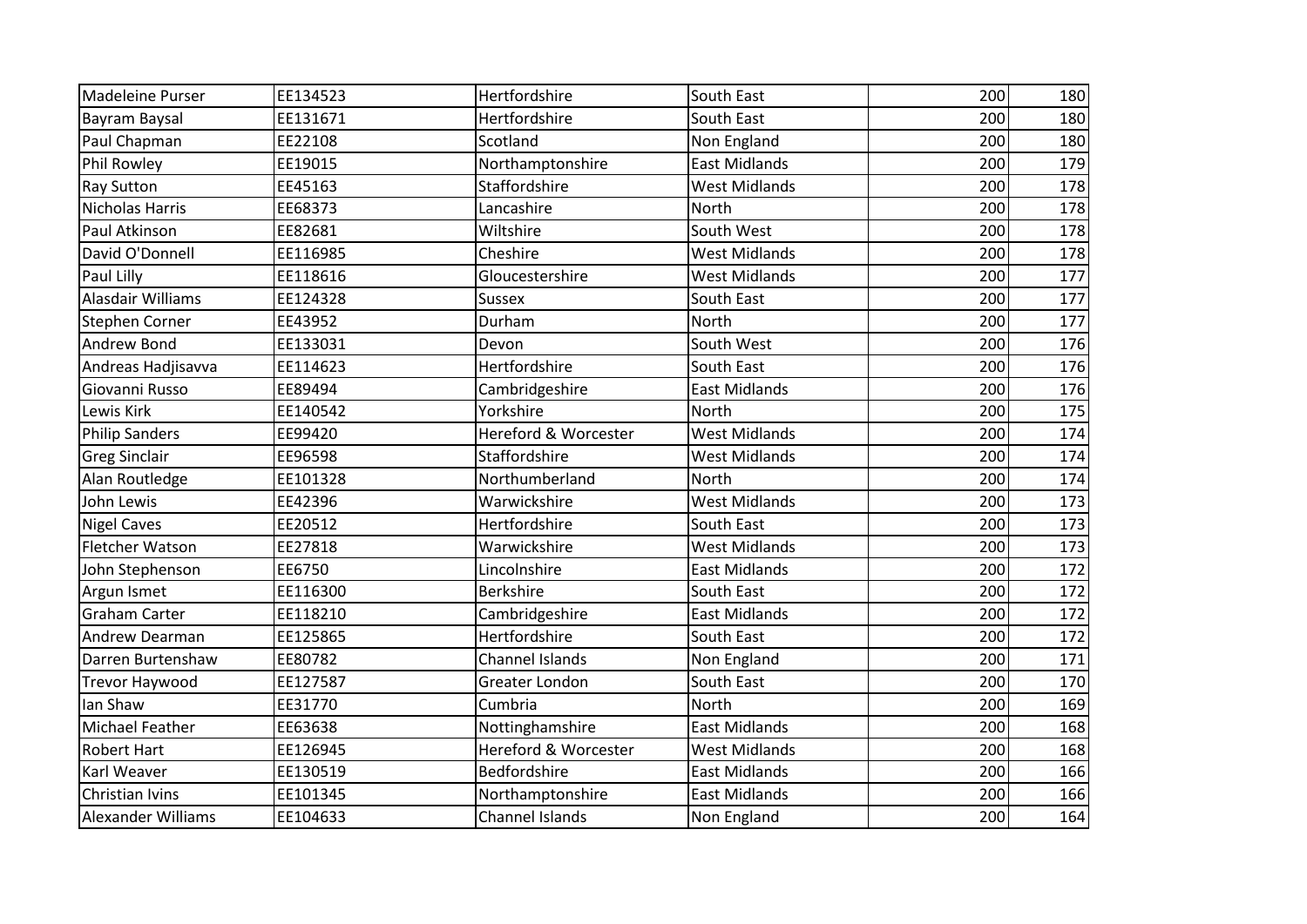| | | | | | |
|---|---|---|---|---|---|
| Madeleine Purser | EE134523 | Hertfordshire | South East | 200 | 180 |
| Bayram Baysal | EE131671 | Hertfordshire | South East | 200 | 180 |
| Paul Chapman | EE22108 | Scotland | Non England | 200 | 180 |
| Phil Rowley | EE19015 | Northamptonshire | East Midlands | 200 | 179 |
| Ray Sutton | EE45163 | Staffordshire | West Midlands | 200 | 178 |
| Nicholas Harris | EE68373 | Lancashire | North | 200 | 178 |
| Paul Atkinson | EE82681 | Wiltshire | South West | 200 | 178 |
| David O'Donnell | EE116985 | Cheshire | West Midlands | 200 | 178 |
| Paul Lilly | EE118616 | Gloucestershire | West Midlands | 200 | 177 |
| Alasdair Williams | EE124328 | Sussex | South East | 200 | 177 |
| Stephen Corner | EE43952 | Durham | North | 200 | 177 |
| Andrew Bond | EE133031 | Devon | South West | 200 | 176 |
| Andreas Hadjisavva | EE114623 | Hertfordshire | South East | 200 | 176 |
| Giovanni Russo | EE89494 | Cambridgeshire | East Midlands | 200 | 176 |
| Lewis Kirk | EE140542 | Yorkshire | North | 200 | 175 |
| Philip Sanders | EE99420 | Hereford & Worcester | West Midlands | 200 | 174 |
| Greg Sinclair | EE96598 | Staffordshire | West Midlands | 200 | 174 |
| Alan Routledge | EE101328 | Northumberland | North | 200 | 174 |
| John Lewis | EE42396 | Warwickshire | West Midlands | 200 | 173 |
| Nigel Caves | EE20512 | Hertfordshire | South East | 200 | 173 |
| Fletcher Watson | EE27818 | Warwickshire | West Midlands | 200 | 173 |
| John Stephenson | EE6750 | Lincolnshire | East Midlands | 200 | 172 |
| Argun Ismet | EE116300 | Berkshire | South East | 200 | 172 |
| Graham Carter | EE118210 | Cambridgeshire | East Midlands | 200 | 172 |
| Andrew Dearman | EE125865 | Hertfordshire | South East | 200 | 172 |
| Darren Burtenshaw | EE80782 | Channel Islands | Non England | 200 | 171 |
| Trevor Haywood | EE127587 | Greater London | South East | 200 | 170 |
| Ian Shaw | EE31770 | Cumbria | North | 200 | 169 |
| Michael Feather | EE63638 | Nottinghamshire | East Midlands | 200 | 168 |
| Robert Hart | EE126945 | Hereford & Worcester | West Midlands | 200 | 168 |
| Karl Weaver | EE130519 | Bedfordshire | East Midlands | 200 | 166 |
| Christian Ivins | EE101345 | Northamptonshire | East Midlands | 200 | 166 |
| Alexander Williams | EE104633 | Channel Islands | Non England | 200 | 164 |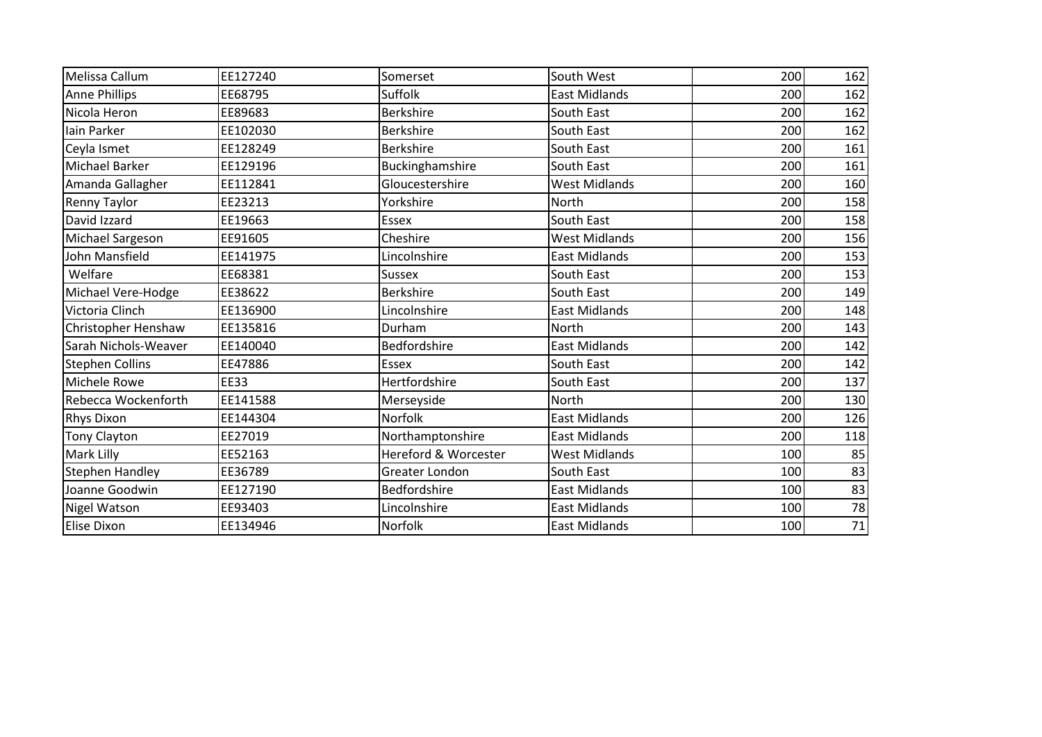| | | | | | |
|---|---|---|---|---|---|
| Melissa Callum | EE127240 | Somerset | South West | 200 | 162 |
| Anne Phillips | EE68795 | Suffolk | East Midlands | 200 | 162 |
| Nicola Heron | EE89683 | Berkshire | South East | 200 | 162 |
| Iain Parker | EE102030 | Berkshire | South East | 200 | 162 |
| Ceyla Ismet | EE128249 | Berkshire | South East | 200 | 161 |
| Michael Barker | EE129196 | Buckinghamshire | South East | 200 | 161 |
| Amanda Gallagher | EE112841 | Gloucestershire | West Midlands | 200 | 160 |
| Renny Taylor | EE23213 | Yorkshire | North | 200 | 158 |
| David Izzard | EE19663 | Essex | South East | 200 | 158 |
| Michael Sargeson | EE91605 | Cheshire | West Midlands | 200 | 156 |
| John Mansfield | EE141975 | Lincolnshire | East Midlands | 200 | 153 |
| Welfare | EE68381 | Sussex | South East | 200 | 153 |
| Michael Vere-Hodge | EE38622 | Berkshire | South East | 200 | 149 |
| Victoria Clinch | EE136900 | Lincolnshire | East Midlands | 200 | 148 |
| Christopher Henshaw | EE135816 | Durham | North | 200 | 143 |
| Sarah Nichols-Weaver | EE140040 | Bedfordshire | East Midlands | 200 | 142 |
| Stephen Collins | EE47886 | Essex | South East | 200 | 142 |
| Michele Rowe | EE33 | Hertfordshire | South East | 200 | 137 |
| Rebecca Wockenforth | EE141588 | Merseyside | North | 200 | 130 |
| Rhys Dixon | EE144304 | Norfolk | East Midlands | 200 | 126 |
| Tony Clayton | EE27019 | Northamptonshire | East Midlands | 200 | 118 |
| Mark Lilly | EE52163 | Hereford & Worcester | West Midlands | 100 | 85 |
| Stephen Handley | EE36789 | Greater London | South East | 100 | 83 |
| Joanne Goodwin | EE127190 | Bedfordshire | East Midlands | 100 | 83 |
| Nigel Watson | EE93403 | Lincolnshire | East Midlands | 100 | 78 |
| Elise Dixon | EE134946 | Norfolk | East Midlands | 100 | 71 |